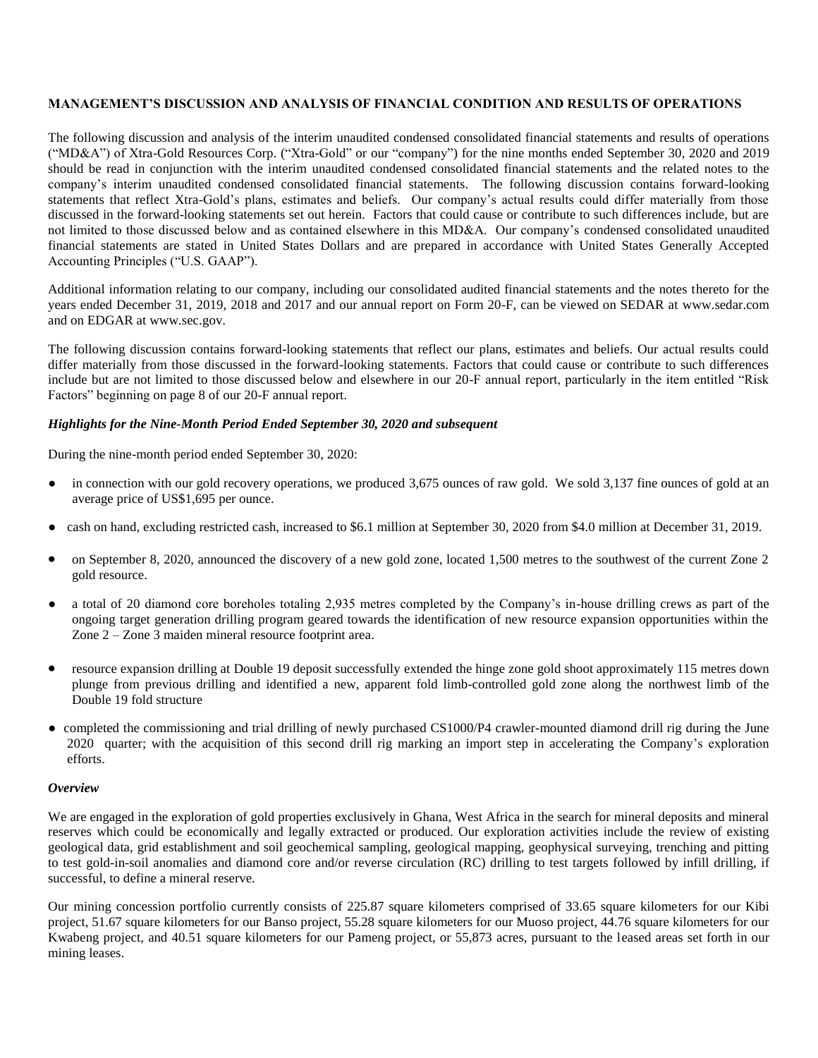**MANAGEMENT'S DISCUSSION AND ANALYSIS OF FINANCIAL CONDITION AND RESULTS OF OPERATIONS**

The following discussion and analysis of the interim unaudited condensed consolidated financial statements and results of operations ("MD&A") of Xtra-Gold Resources Corp. ("Xtra-Gold" or our "company") for the nine months ended September 30, 2020 and 2019 should be read in conjunction with the interim unaudited condensed consolidated financial statements and the related notes to the company's interim unaudited condensed consolidated financial statements. The following discussion contains forward-looking statements that reflect Xtra-Gold's plans, estimates and beliefs. Our company's actual results could differ materially from those discussed in the forward-looking statements set out herein. Factors that could cause or contribute to such differences include, but are not limited to those discussed below and as contained elsewhere in this MD&A. Our company's condensed consolidated unaudited financial statements are stated in United States Dollars and are prepared in accordance with United States Generally Accepted Accounting Principles ("U.S. GAAP").

Additional information relating to our company, including our consolidated audited financial statements and the notes thereto for the years ended December 31, 2019, 2018 and 2017 and our annual report on Form 20-F, can be viewed on SEDAR at www.sedar.com and on EDGAR at www.sec.gov.

The following discussion contains forward-looking statements that reflect our plans, estimates and beliefs. Our actual results could differ materially from those discussed in the forward-looking statements. Factors that could cause or contribute to such differences include but are not limited to those discussed below and elsewhere in our 20-F annual report, particularly in the item entitled "Risk Factors" beginning on page 8 of our 20-F annual report.

***Highlights for the Nine-Month Period Ended September 30, 2020 and subsequent***

During the nine-month period ended September 30, 2020:

- in connection with our gold recovery operations, we produced 3,675 ounces of raw gold. We sold 3,137 fine ounces of gold at an average price of US$1,695 per ounce.
- cash on hand, excluding restricted cash, increased to $6.1 million at September 30, 2020 from $4.0 million at December 31, 2019.
- on September 8, 2020, announced the discovery of a new gold zone, located 1,500 metres to the southwest of the current Zone 2 gold resource.
- a total of 20 diamond core boreholes totaling 2,935 metres completed by the Company's in-house drilling crews as part of the ongoing target generation drilling program geared towards the identification of new resource expansion opportunities within the Zone 2 – Zone 3 maiden mineral resource footprint area.
- resource expansion drilling at Double 19 deposit successfully extended the hinge zone gold shoot approximately 115 metres down plunge from previous drilling and identified a new, apparent fold limb-controlled gold zone along the northwest limb of the Double 19 fold structure
- completed the commissioning and trial drilling of newly purchased CS1000/P4 crawler-mounted diamond drill rig during the June 2020 quarter; with the acquisition of this second drill rig marking an import step in accelerating the Company's exploration efforts.

***Overview***

We are engaged in the exploration of gold properties exclusively in Ghana, West Africa in the search for mineral deposits and mineral reserves which could be economically and legally extracted or produced. Our exploration activities include the review of existing geological data, grid establishment and soil geochemical sampling, geological mapping, geophysical surveying, trenching and pitting to test gold-in-soil anomalies and diamond core and/or reverse circulation (RC) drilling to test targets followed by infill drilling, if successful, to define a mineral reserve.

Our mining concession portfolio currently consists of 225.87 square kilometers comprised of 33.65 square kilometers for our Kibi project, 51.67 square kilometers for our Banso project, 55.28 square kilometers for our Muoso project, 44.76 square kilometers for our Kwabeng project, and 40.51 square kilometers for our Pameng project, or 55,873 acres, pursuant to the leased areas set forth in our mining leases.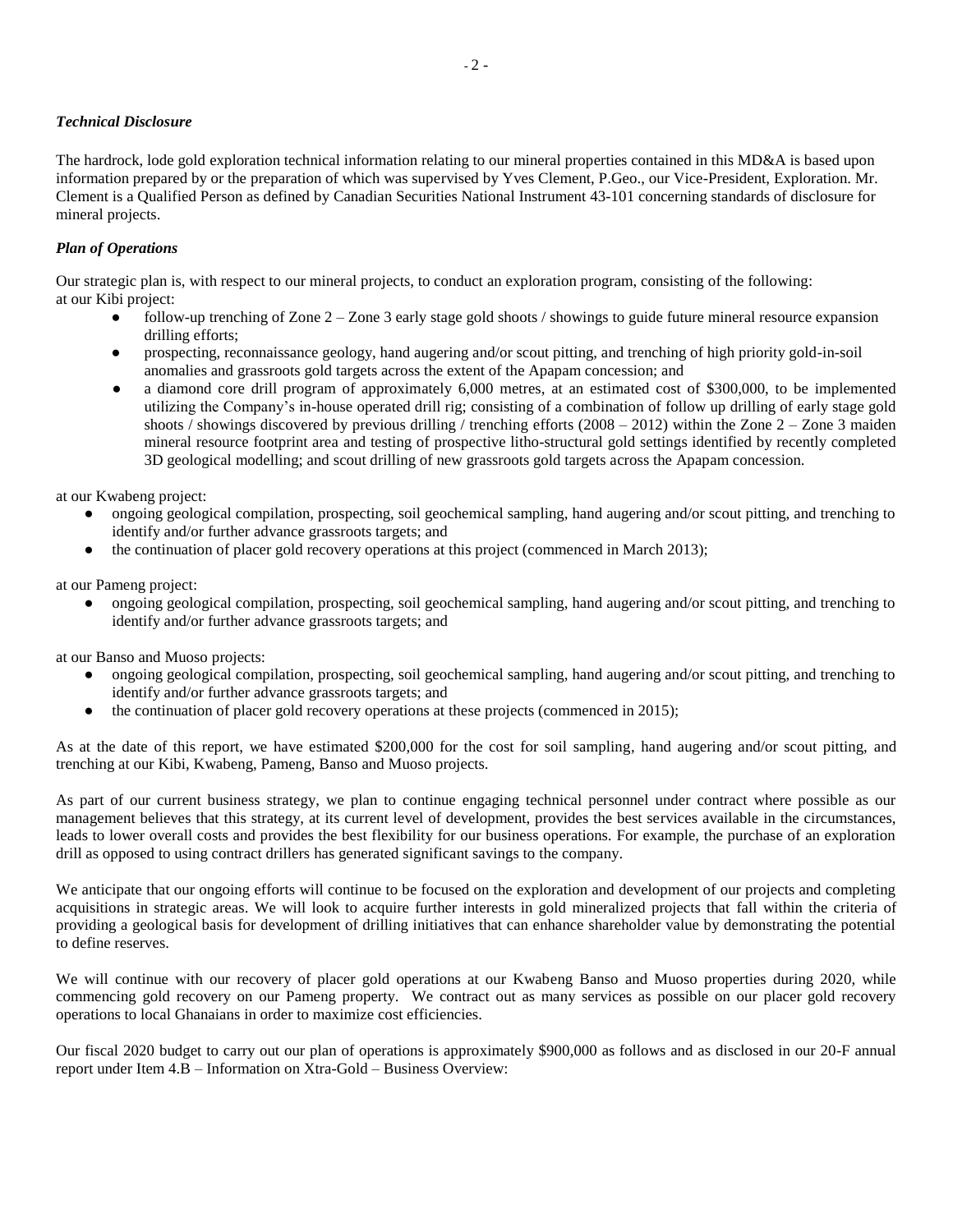### *Technical Disclosure*

The hardrock, lode gold exploration technical information relating to our mineral properties contained in this MD&A is based upon information prepared by or the preparation of which was supervised by Yves Clement, P.Geo., our Vice-President, Exploration. Mr. Clement is a Qualified Person as defined by Canadian Securities National Instrument 43-101 concerning standards of disclosure for mineral projects.

### *Plan of Operations*

Our strategic plan is, with respect to our mineral projects, to conduct an exploration program, consisting of the following:
at our Kibi project:

- follow-up trenching of Zone 2 – Zone 3 early stage gold shoots / showings to guide future mineral resource expansion drilling efforts;
- prospecting, reconnaissance geology, hand augering and/or scout pitting, and trenching of high priority gold-in-soil anomalies and grassroots gold targets across the extent of the Apapam concession; and
- a diamond core drill program of approximately 6,000 metres, at an estimated cost of $300,000, to be implemented utilizing the Company's in-house operated drill rig; consisting of a combination of follow up drilling of early stage gold shoots / showings discovered by previous drilling / trenching efforts (2008 – 2012) within the Zone 2 – Zone 3 maiden mineral resource footprint area and testing of prospective litho-structural gold settings identified by recently completed 3D geological modelling; and scout drilling of new grassroots gold targets across the Apapam concession.

at our Kwabeng project:

- ongoing geological compilation, prospecting, soil geochemical sampling, hand augering and/or scout pitting, and trenching to identify and/or further advance grassroots targets; and
- the continuation of placer gold recovery operations at this project (commenced in March 2013);

at our Pameng project:

- ongoing geological compilation, prospecting, soil geochemical sampling, hand augering and/or scout pitting, and trenching to identify and/or further advance grassroots targets; and

at our Banso and Muoso projects:

- ongoing geological compilation, prospecting, soil geochemical sampling, hand augering and/or scout pitting, and trenching to identify and/or further advance grassroots targets; and
- the continuation of placer gold recovery operations at these projects (commenced in 2015);

As at the date of this report, we have estimated $200,000 for the cost for soil sampling, hand augering and/or scout pitting, and trenching at our Kibi, Kwabeng, Pameng, Banso and Muoso projects.

As part of our current business strategy, we plan to continue engaging technical personnel under contract where possible as our management believes that this strategy, at its current level of development, provides the best services available in the circumstances, leads to lower overall costs and provides the best flexibility for our business operations. For example, the purchase of an exploration drill as opposed to using contract drillers has generated significant savings to the company.

We anticipate that our ongoing efforts will continue to be focused on the exploration and development of our projects and completing acquisitions in strategic areas. We will look to acquire further interests in gold mineralized projects that fall within the criteria of providing a geological basis for development of drilling initiatives that can enhance shareholder value by demonstrating the potential to define reserves.

We will continue with our recovery of placer gold operations at our Kwabeng Banso and Muoso properties during 2020, while commencing gold recovery on our Pameng property. We contract out as many services as possible on our placer gold recovery operations to local Ghanaians in order to maximize cost efficiencies.

Our fiscal 2020 budget to carry out our plan of operations is approximately $900,000 as follows and as disclosed in our 20-F annual report under Item 4.B – Information on Xtra-Gold – Business Overview: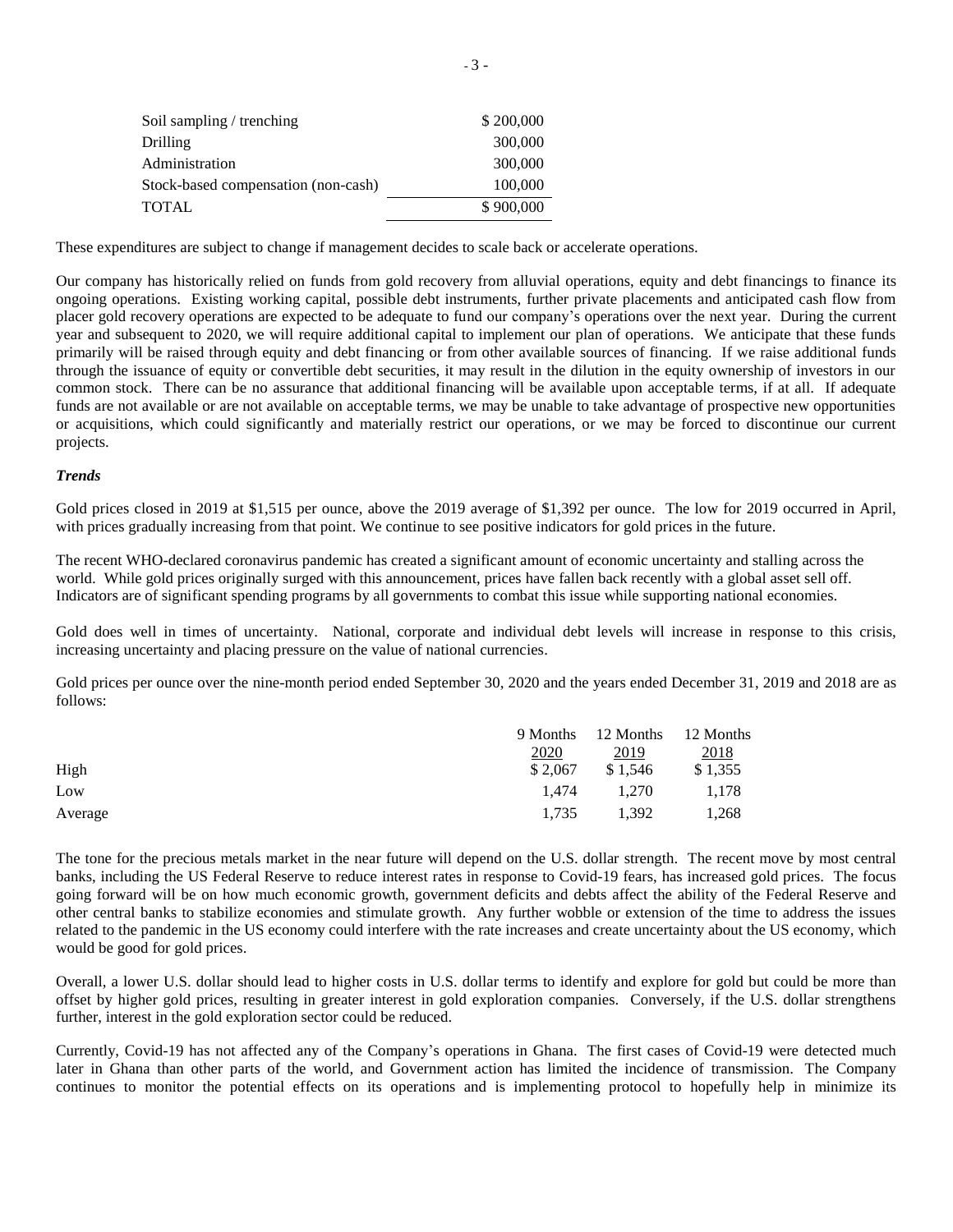| | |
|---|---|
| Soil sampling / trenching | $ 200,000 |
| Drilling | 300,000 |
| Administration | 300,000 |
| Stock-based compensation (non-cash) | 100,000 |
| TOTAL | $ 900,000 |

These expenditures are subject to change if management decides to scale back or accelerate operations.

Our company has historically relied on funds from gold recovery from alluvial operations, equity and debt financings to finance its ongoing operations. Existing working capital, possible debt instruments, further private placements and anticipated cash flow from placer gold recovery operations are expected to be adequate to fund our company's operations over the next year. During the current year and subsequent to 2020, we will require additional capital to implement our plan of operations. We anticipate that these funds primarily will be raised through equity and debt financing or from other available sources of financing. If we raise additional funds through the issuance of equity or convertible debt securities, it may result in the dilution in the equity ownership of investors in our common stock. There can be no assurance that additional financing will be available upon acceptable terms, if at all. If adequate funds are not available or are not available on acceptable terms, we may be unable to take advantage of prospective new opportunities or acquisitions, which could significantly and materially restrict our operations, or we may be forced to discontinue our current projects.

***Trends***

Gold prices closed in 2019 at $1,515 per ounce, above the 2019 average of $1,392 per ounce. The low for 2019 occurred in April, with prices gradually increasing from that point. We continue to see positive indicators for gold prices in the future.

The recent WHO-declared coronavirus pandemic has created a significant amount of economic uncertainty and stalling across the world. While gold prices originally surged with this announcement, prices have fallen back recently with a global asset sell off. Indicators are of significant spending programs by all governments to combat this issue while supporting national economies.

Gold does well in times of uncertainty. National, corporate and individual debt levels will increase in response to this crisis, increasing uncertainty and placing pressure on the value of national currencies.

Gold prices per ounce over the nine-month period ended September 30, 2020 and the years ended December 31, 2019 and 2018 are as follows:

| | 9 Months 2020 | 12 Months 2019 | 12 Months 2018 |
|---|---|---|---|
| High | $ 2,067 | $ 1,546 | $ 1,355 |
| Low | 1,474 | 1,270 | 1,178 |
| Average | 1,735 | 1,392 | 1,268 |

The tone for the precious metals market in the near future will depend on the U.S. dollar strength. The recent move by most central banks, including the US Federal Reserve to reduce interest rates in response to Covid-19 fears, has increased gold prices. The focus going forward will be on how much economic growth, government deficits and debts affect the ability of the Federal Reserve and other central banks to stabilize economies and stimulate growth. Any further wobble or extension of the time to address the issues related to the pandemic in the US economy could interfere with the rate increases and create uncertainty about the US economy, which would be good for gold prices.

Overall, a lower U.S. dollar should lead to higher costs in U.S. dollar terms to identify and explore for gold but could be more than offset by higher gold prices, resulting in greater interest in gold exploration companies. Conversely, if the U.S. dollar strengthens further, interest in the gold exploration sector could be reduced.

Currently, Covid-19 has not affected any of the Company's operations in Ghana. The first cases of Covid-19 were detected much later in Ghana than other parts of the world, and Government action has limited the incidence of transmission. The Company continues to monitor the potential effects on its operations and is implementing protocol to hopefully help in minimize its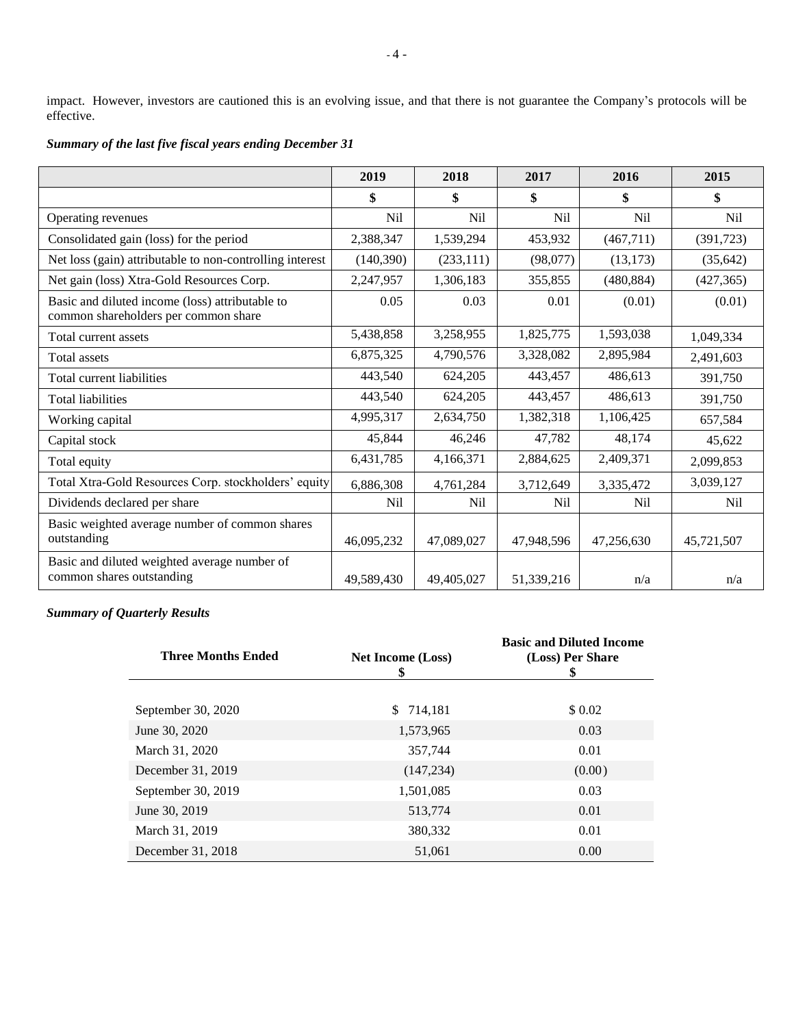impact. However, investors are cautioned this is an evolving issue, and that there is not guarantee the Company's protocols will be effective.

***Summary of the last five fiscal years ending December 31***

| | 2019 | 2018 | 2017 | 2016 | 2015 |
|---|---|---|---|---|---|
| | $ | $ | $ | $ | $ |
| Operating revenues | Nil | Nil | Nil | Nil | Nil |
| Consolidated gain (loss) for the period | 2,388,347 | 1,539,294 | 453,932 | (467,711) | (391,723) |
| Net loss (gain) attributable to non-controlling interest | (140,390) | (233,111) | (98,077) | (13,173) | (35,642) |
| Net gain (loss) Xtra-Gold Resources Corp. | 2,247,957 | 1,306,183 | 355,855 | (480,884) | (427,365) |
| Basic and diluted income (loss) attributable to common shareholders per common share | 0.05 | 0.03 | 0.01 | (0.01) | (0.01) |
| Total current assets | 5,438,858 | 3,258,955 | 1,825,775 | 1,593,038 | 1,049,334 |
| Total assets | 6,875,325 | 4,790,576 | 3,328,082 | 2,895,984 | 2,491,603 |
| Total current liabilities | 443,540 | 624,205 | 443,457 | 486,613 | 391,750 |
| Total liabilities | 443,540 | 624,205 | 443,457 | 486,613 | 391,750 |
| Working capital | 4,995,317 | 2,634,750 | 1,382,318 | 1,106,425 | 657,584 |
| Capital stock | 45,844 | 46,246 | 47,782 | 48,174 | 45,622 |
| Total equity | 6,431,785 | 4,166,371 | 2,884,625 | 2,409,371 | 2,099,853 |
| Total Xtra-Gold Resources Corp. stockholders' equity | 6,886,308 | 4,761,284 | 3,712,649 | 3,335,472 | 3,039,127 |
| Dividends declared per share | Nil | Nil | Nil | Nil | Nil |
| Basic weighted average number of common shares outstanding | 46,095,232 | 47,089,027 | 47,948,596 | 47,256,630 | 45,721,507 |
| Basic and diluted weighted average number of common shares outstanding | 49,589,430 | 49,405,027 | 51,339,216 | n/a | n/a |

***Summary of Quarterly Results***

| Three Months Ended | Net Income (Loss) $ | Basic and Diluted Income (Loss) Per Share $ |
|---|---|---|
| September 30, 2020 | $ 714,181 | $ 0.02 |
| June 30, 2020 | 1,573,965 | 0.03 |
| March 31, 2020 | 357,744 | 0.01 |
| December 31, 2019 | (147,234) | (0.00) |
| September 30, 2019 | 1,501,085 | 0.03 |
| June 30, 2019 | 513,774 | 0.01 |
| March 31, 2019 | 380,332 | 0.01 |
| December 31, 2018 | 51,061 | 0.00 |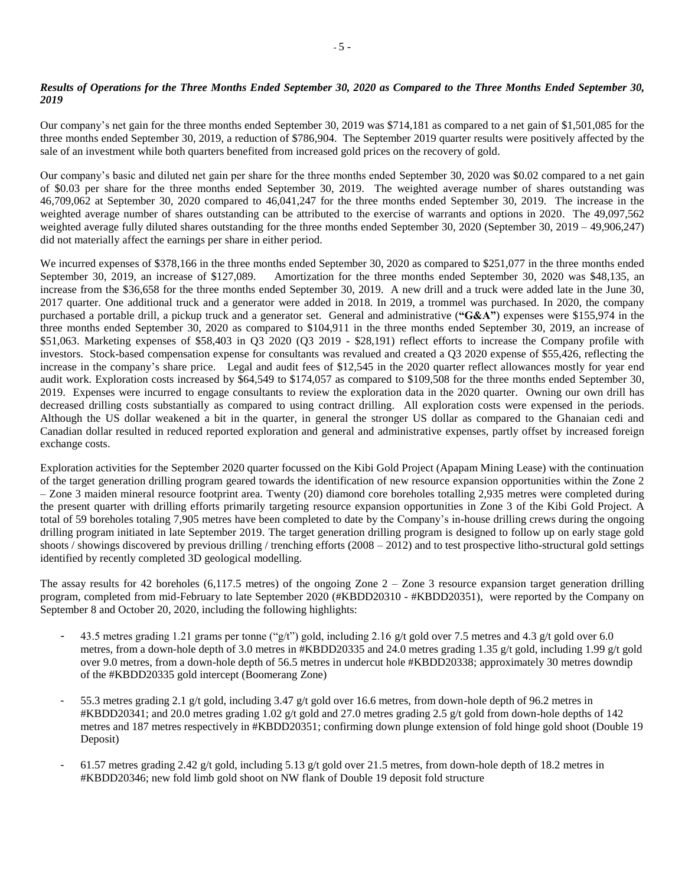***Results of Operations for the Three Months Ended September 30, 2020 as Compared to the Three Months Ended September 30, 2019***

Our company's net gain for the three months ended September 30, 2019 was $714,181 as compared to a net gain of $1,501,085 for the three months ended September 30, 2019, a reduction of $786,904. The September 2019 quarter results were positively affected by the sale of an investment while both quarters benefited from increased gold prices on the recovery of gold.

Our company's basic and diluted net gain per share for the three months ended September 30, 2020 was $0.02 compared to a net gain of $0.03 per share for the three months ended September 30, 2019. The weighted average number of shares outstanding was 46,709,062 at September 30, 2020 compared to 46,041,247 for the three months ended September 30, 2019. The increase in the weighted average number of shares outstanding can be attributed to the exercise of warrants and options in 2020. The 49,097,562 weighted average fully diluted shares outstanding for the three months ended September 30, 2020 (September 30, 2019 – 49,906,247) did not materially affect the earnings per share in either period.

We incurred expenses of $378,166 in the three months ended September 30, 2020 as compared to $251,077 in the three months ended September 30, 2019, an increase of $127,089. Amortization for the three months ended September 30, 2020 was $48,135, an increase from the $36,658 for the three months ended September 30, 2019. A new drill and a truck were added late in the June 30, 2017 quarter. One additional truck and a generator were added in 2018. In 2019, a trommel was purchased. In 2020, the company purchased a portable drill, a pickup truck and a generator set. General and administrative (**"G&A"**) expenses were $155,974 in the three months ended September 30, 2020 as compared to $104,911 in the three months ended September 30, 2019, an increase of $51,063. Marketing expenses of $58,403 in Q3 2020 (Q3 2019 - $28,191) reflect efforts to increase the Company profile with investors. Stock-based compensation expense for consultants was revalued and created a Q3 2020 expense of $55,426, reflecting the increase in the company's share price. Legal and audit fees of $12,545 in the 2020 quarter reflect allowances mostly for year end audit work. Exploration costs increased by $64,549 to $174,057 as compared to $109,508 for the three months ended September 30, 2019. Expenses were incurred to engage consultants to review the exploration data in the 2020 quarter. Owning our own drill has decreased drilling costs substantially as compared to using contract drilling. All exploration costs were expensed in the periods. Although the US dollar weakened a bit in the quarter, in general the stronger US dollar as compared to the Ghanaian cedi and Canadian dollar resulted in reduced reported exploration and general and administrative expenses, partly offset by increased foreign exchange costs.

Exploration activities for the September 2020 quarter focussed on the Kibi Gold Project (Apapam Mining Lease) with the continuation of the target generation drilling program geared towards the identification of new resource expansion opportunities within the Zone 2 – Zone 3 maiden mineral resource footprint area. Twenty (20) diamond core boreholes totalling 2,935 metres were completed during the present quarter with drilling efforts primarily targeting resource expansion opportunities in Zone 3 of the Kibi Gold Project. A total of 59 boreholes totaling 7,905 metres have been completed to date by the Company's in-house drilling crews during the ongoing drilling program initiated in late September 2019. The target generation drilling program is designed to follow up on early stage gold shoots / showings discovered by previous drilling / trenching efforts (2008 – 2012) and to test prospective litho-structural gold settings identified by recently completed 3D geological modelling.

The assay results for 42 boreholes (6,117.5 metres) of the ongoing Zone 2 – Zone 3 resource expansion target generation drilling program, completed from mid-February to late September 2020 (#KBDD20310 - #KBDD20351), were reported by the Company on September 8 and October 20, 2020, including the following highlights:

- 43.5 metres grading 1.21 grams per tonne ("g/t") gold, including 2.16 g/t gold over 7.5 metres and 4.3 g/t gold over 6.0 metres, from a down-hole depth of 3.0 metres in #KBDD20335 and 24.0 metres grading 1.35 g/t gold, including 1.99 g/t gold over 9.0 metres, from a down-hole depth of 56.5 metres in undercut hole #KBDD20338; approximately 30 metres downdip of the #KBDD20335 gold intercept (Boomerang Zone)
- 55.3 metres grading 2.1 g/t gold, including 3.47 g/t gold over 16.6 metres, from down-hole depth of 96.2 metres in #KBDD20341; and 20.0 metres grading 1.02 g/t gold and 27.0 metres grading 2.5 g/t gold from down-hole depths of 142 metres and 187 metres respectively in #KBDD20351; confirming down plunge extension of fold hinge gold shoot (Double 19 Deposit)
- 61.57 metres grading 2.42 g/t gold, including 5.13 g/t gold over 21.5 metres, from down-hole depth of 18.2 metres in #KBDD20346; new fold limb gold shoot on NW flank of Double 19 deposit fold structure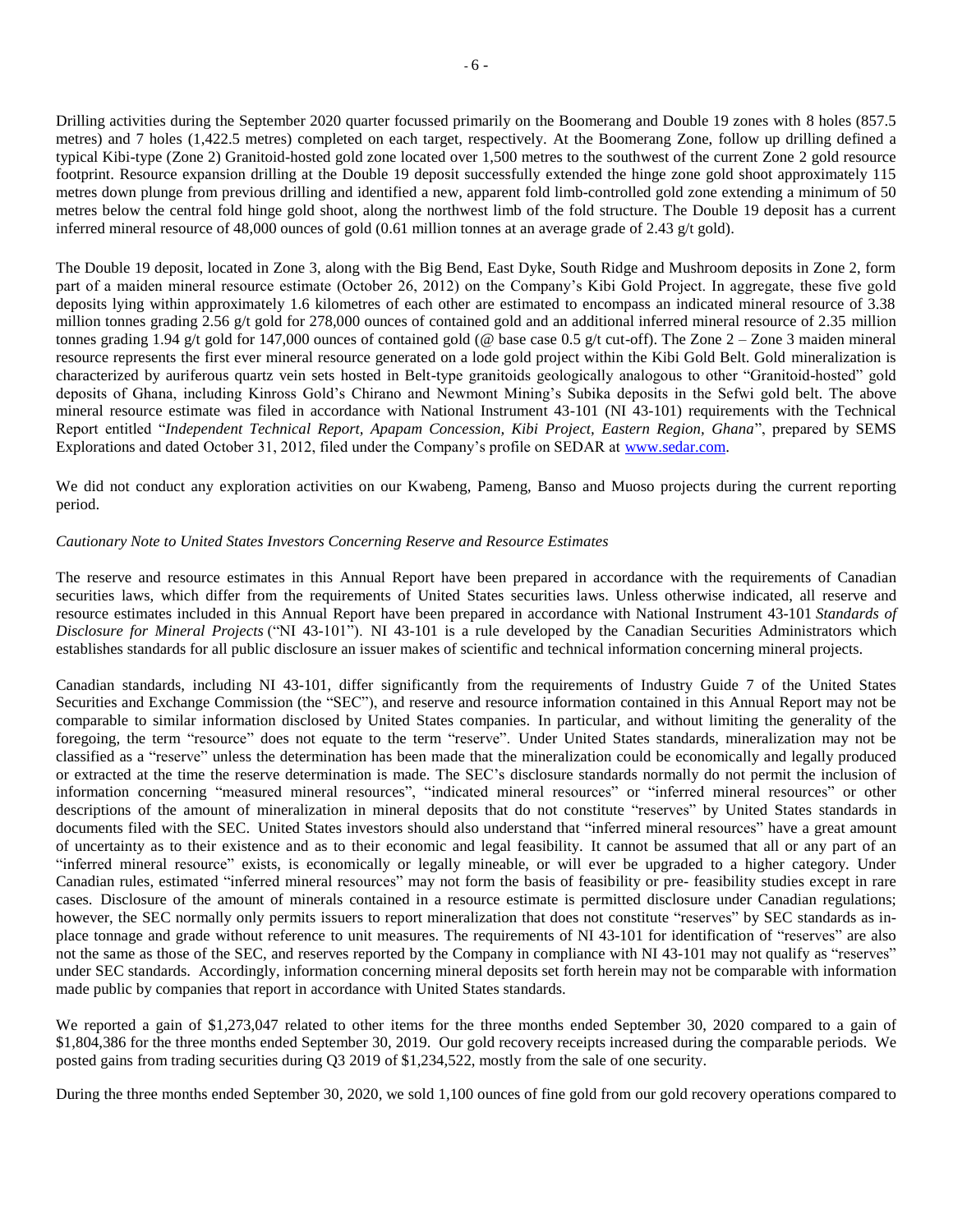Drilling activities during the September 2020 quarter focussed primarily on the Boomerang and Double 19 zones with 8 holes (857.5 metres) and 7 holes (1,422.5 metres) completed on each target, respectively. At the Boomerang Zone, follow up drilling defined a typical Kibi-type (Zone 2) Granitoid-hosted gold zone located over 1,500 metres to the southwest of the current Zone 2 gold resource footprint. Resource expansion drilling at the Double 19 deposit successfully extended the hinge zone gold shoot approximately 115 metres down plunge from previous drilling and identified a new, apparent fold limb-controlled gold zone extending a minimum of 50 metres below the central fold hinge gold shoot, along the northwest limb of the fold structure. The Double 19 deposit has a current inferred mineral resource of 48,000 ounces of gold (0.61 million tonnes at an average grade of 2.43 g/t gold).

The Double 19 deposit, located in Zone 3, along with the Big Bend, East Dyke, South Ridge and Mushroom deposits in Zone 2, form part of a maiden mineral resource estimate (October 26, 2012) on the Company's Kibi Gold Project. In aggregate, these five gold deposits lying within approximately 1.6 kilometres of each other are estimated to encompass an indicated mineral resource of 3.38 million tonnes grading 2.56 g/t gold for 278,000 ounces of contained gold and an additional inferred mineral resource of 2.35 million tonnes grading 1.94 g/t gold for 147,000 ounces of contained gold (@ base case 0.5 g/t cut-off). The Zone 2 – Zone 3 maiden mineral resource represents the first ever mineral resource generated on a lode gold project within the Kibi Gold Belt. Gold mineralization is characterized by auriferous quartz vein sets hosted in Belt-type granitoids geologically analogous to other "Granitoid-hosted" gold deposits of Ghana, including Kinross Gold's Chirano and Newmont Mining's Subika deposits in the Sefwi gold belt. The above mineral resource estimate was filed in accordance with National Instrument 43-101 (NI 43-101) requirements with the Technical Report entitled "*Independent Technical Report, Apapam Concession, Kibi Project, Eastern Region, Ghana*", prepared by SEMS Explorations and dated October 31, 2012, filed under the Company's profile on SEDAR at www.sedar.com.

We did not conduct any exploration activities on our Kwabeng, Pameng, Banso and Muoso projects during the current reporting period.

*Cautionary Note to United States Investors Concerning Reserve and Resource Estimates*

The reserve and resource estimates in this Annual Report have been prepared in accordance with the requirements of Canadian securities laws, which differ from the requirements of United States securities laws. Unless otherwise indicated, all reserve and resource estimates included in this Annual Report have been prepared in accordance with National Instrument 43-101 *Standards of Disclosure for Mineral Projects* ("NI 43-101"). NI 43-101 is a rule developed by the Canadian Securities Administrators which establishes standards for all public disclosure an issuer makes of scientific and technical information concerning mineral projects.

Canadian standards, including NI 43-101, differ significantly from the requirements of Industry Guide 7 of the United States Securities and Exchange Commission (the "SEC"), and reserve and resource information contained in this Annual Report may not be comparable to similar information disclosed by United States companies. In particular, and without limiting the generality of the foregoing, the term "resource" does not equate to the term "reserve". Under United States standards, mineralization may not be classified as a "reserve" unless the determination has been made that the mineralization could be economically and legally produced or extracted at the time the reserve determination is made. The SEC's disclosure standards normally do not permit the inclusion of information concerning "measured mineral resources", "indicated mineral resources" or "inferred mineral resources" or other descriptions of the amount of mineralization in mineral deposits that do not constitute "reserves" by United States standards in documents filed with the SEC. United States investors should also understand that "inferred mineral resources" have a great amount of uncertainty as to their existence and as to their economic and legal feasibility. It cannot be assumed that all or any part of an "inferred mineral resource" exists, is economically or legally mineable, or will ever be upgraded to a higher category. Under Canadian rules, estimated "inferred mineral resources" may not form the basis of feasibility or pre- feasibility studies except in rare cases. Disclosure of the amount of minerals contained in a resource estimate is permitted disclosure under Canadian regulations; however, the SEC normally only permits issuers to report mineralization that does not constitute "reserves" by SEC standards as in-place tonnage and grade without reference to unit measures. The requirements of NI 43-101 for identification of "reserves" are also not the same as those of the SEC, and reserves reported by the Company in compliance with NI 43-101 may not qualify as "reserves" under SEC standards. Accordingly, information concerning mineral deposits set forth herein may not be comparable with information made public by companies that report in accordance with United States standards.

We reported a gain of $1,273,047 related to other items for the three months ended September 30, 2020 compared to a gain of $1,804,386 for the three months ended September 30, 2019. Our gold recovery receipts increased during the comparable periods. We posted gains from trading securities during Q3 2019 of $1,234,522, mostly from the sale of one security.

During the three months ended September 30, 2020, we sold 1,100 ounces of fine gold from our gold recovery operations compared to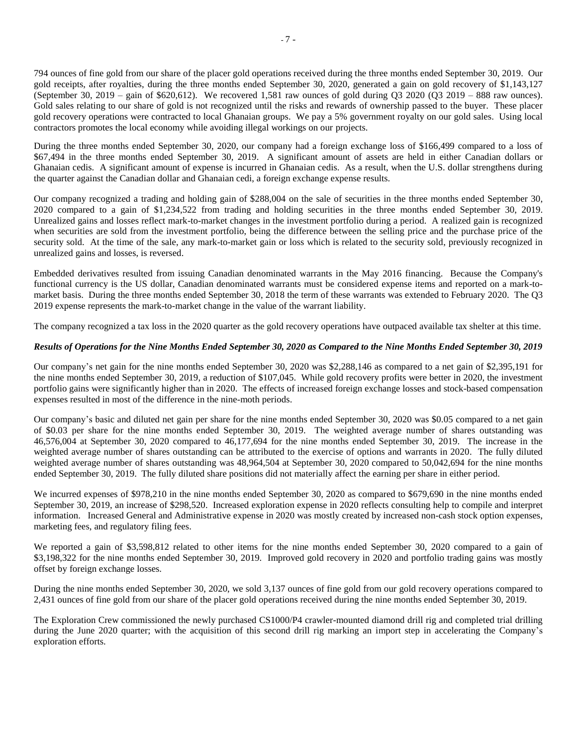794 ounces of fine gold from our share of the placer gold operations received during the three months ended September 30, 2019. Our gold receipts, after royalties, during the three months ended September 30, 2020, generated a gain on gold recovery of $1,143,127 (September 30, 2019 – gain of $620,612). We recovered 1,581 raw ounces of gold during Q3 2020 (Q3 2019 – 888 raw ounces). Gold sales relating to our share of gold is not recognized until the risks and rewards of ownership passed to the buyer. These placer gold recovery operations were contracted to local Ghanaian groups. We pay a 5% government royalty on our gold sales. Using local contractors promotes the local economy while avoiding illegal workings on our projects.

During the three months ended September 30, 2020, our company had a foreign exchange loss of $166,499 compared to a loss of $67,494 in the three months ended September 30, 2019. A significant amount of assets are held in either Canadian dollars or Ghanaian cedis. A significant amount of expense is incurred in Ghanaian cedis. As a result, when the U.S. dollar strengthens during the quarter against the Canadian dollar and Ghanaian cedi, a foreign exchange expense results.

Our company recognized a trading and holding gain of $288,004 on the sale of securities in the three months ended September 30, 2020 compared to a gain of $1,234,522 from trading and holding securities in the three months ended September 30, 2019. Unrealized gains and losses reflect mark-to-market changes in the investment portfolio during a period. A realized gain is recognized when securities are sold from the investment portfolio, being the difference between the selling price and the purchase price of the security sold. At the time of the sale, any mark-to-market gain or loss which is related to the security sold, previously recognized in unrealized gains and losses, is reversed.

Embedded derivatives resulted from issuing Canadian denominated warrants in the May 2016 financing. Because the Company's functional currency is the US dollar, Canadian denominated warrants must be considered expense items and reported on a mark-to-market basis. During the three months ended September 30, 2018 the term of these warrants was extended to February 2020. The Q3 2019 expense represents the mark-to-market change in the value of the warrant liability.

The company recognized a tax loss in the 2020 quarter as the gold recovery operations have outpaced available tax shelter at this time.

***Results of Operations for the Nine Months Ended September 30, 2020 as Compared to the Nine Months Ended September 30, 2019***

Our company's net gain for the nine months ended September 30, 2020 was $2,288,146 as compared to a net gain of $2,395,191 for the nine months ended September 30, 2019, a reduction of $107,045. While gold recovery profits were better in 2020, the investment portfolio gains were significantly higher than in 2020. The effects of increased foreign exchange losses and stock-based compensation expenses resulted in most of the difference in the nine-moth periods.

Our company's basic and diluted net gain per share for the nine months ended September 30, 2020 was $0.05 compared to a net gain of $0.03 per share for the nine months ended September 30, 2019. The weighted average number of shares outstanding was 46,576,004 at September 30, 2020 compared to 46,177,694 for the nine months ended September 30, 2019. The increase in the weighted average number of shares outstanding can be attributed to the exercise of options and warrants in 2020. The fully diluted weighted average number of shares outstanding was 48,964,504 at September 30, 2020 compared to 50,042,694 for the nine months ended September 30, 2019. The fully diluted share positions did not materially affect the earning per share in either period.

We incurred expenses of $978,210 in the nine months ended September 30, 2020 as compared to $679,690 in the nine months ended September 30, 2019, an increase of $298,520. Increased exploration expense in 2020 reflects consulting help to compile and interpret information. Increased General and Administrative expense in 2020 was mostly created by increased non-cash stock option expenses, marketing fees, and regulatory filing fees.

We reported a gain of $3,598,812 related to other items for the nine months ended September 30, 2020 compared to a gain of $3,198,322 for the nine months ended September 30, 2019. Improved gold recovery in 2020 and portfolio trading gains was mostly offset by foreign exchange losses.

During the nine months ended September 30, 2020, we sold 3,137 ounces of fine gold from our gold recovery operations compared to 2,431 ounces of fine gold from our share of the placer gold operations received during the nine months ended September 30, 2019.

The Exploration Crew commissioned the newly purchased CS1000/P4 crawler-mounted diamond drill rig and completed trial drilling during the June 2020 quarter; with the acquisition of this second drill rig marking an import step in accelerating the Company's exploration efforts.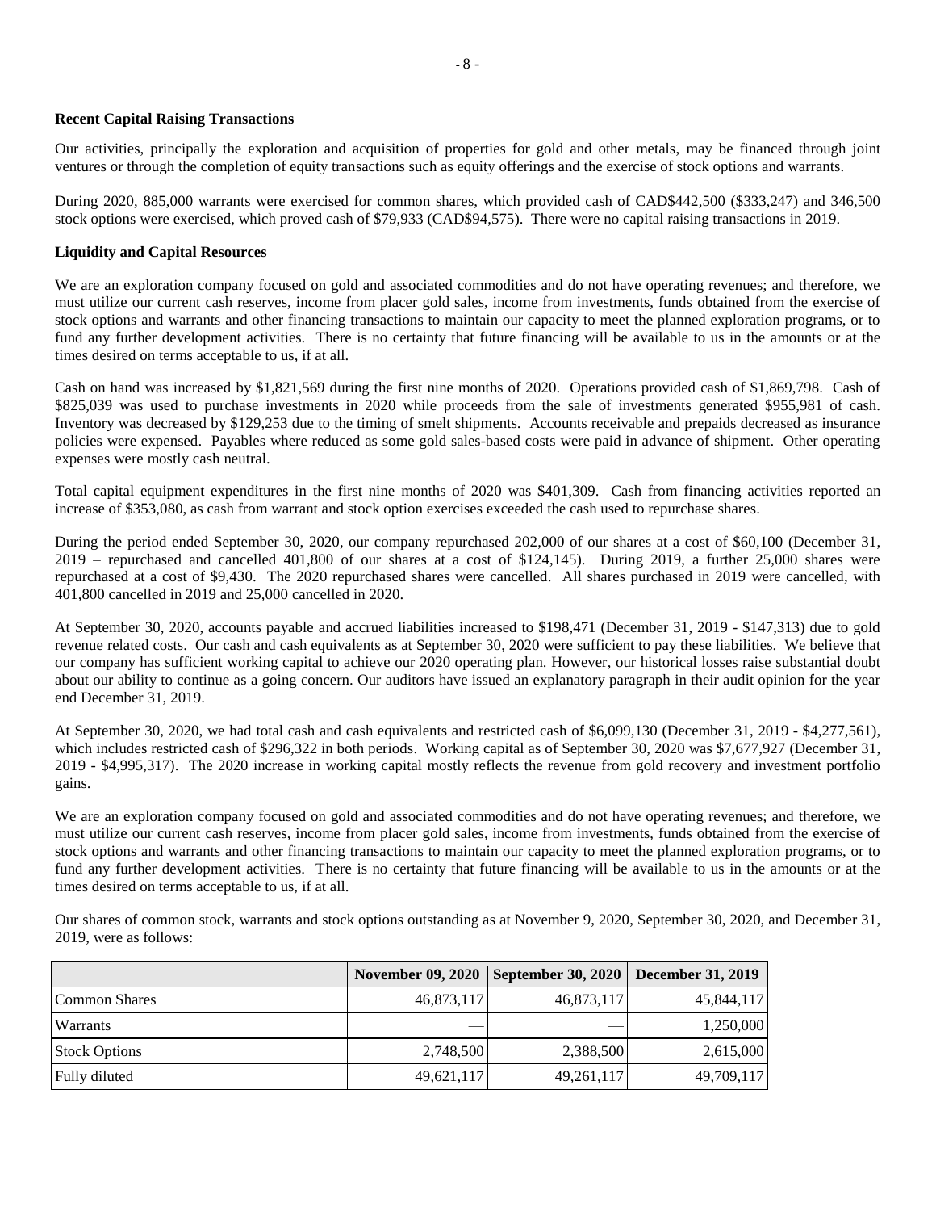**Recent Capital Raising Transactions**

Our activities, principally the exploration and acquisition of properties for gold and other metals, may be financed through joint ventures or through the completion of equity transactions such as equity offerings and the exercise of stock options and warrants.

During 2020, 885,000 warrants were exercised for common shares, which provided cash of CAD$442,500 ($333,247) and 346,500 stock options were exercised, which proved cash of $79,933 (CAD$94,575). There were no capital raising transactions in 2019.

**Liquidity and Capital Resources**

We are an exploration company focused on gold and associated commodities and do not have operating revenues; and therefore, we must utilize our current cash reserves, income from placer gold sales, income from investments, funds obtained from the exercise of stock options and warrants and other financing transactions to maintain our capacity to meet the planned exploration programs, or to fund any further development activities. There is no certainty that future financing will be available to us in the amounts or at the times desired on terms acceptable to us, if at all.

Cash on hand was increased by $1,821,569 during the first nine months of 2020. Operations provided cash of $1,869,798. Cash of $825,039 was used to purchase investments in 2020 while proceeds from the sale of investments generated $955,981 of cash. Inventory was decreased by $129,253 due to the timing of smelt shipments. Accounts receivable and prepaids decreased as insurance policies were expensed. Payables where reduced as some gold sales-based costs were paid in advance of shipment. Other operating expenses were mostly cash neutral.

Total capital equipment expenditures in the first nine months of 2020 was $401,309. Cash from financing activities reported an increase of $353,080, as cash from warrant and stock option exercises exceeded the cash used to repurchase shares.

During the period ended September 30, 2020, our company repurchased 202,000 of our shares at a cost of $60,100 (December 31, 2019 – repurchased and cancelled 401,800 of our shares at a cost of $124,145). During 2019, a further 25,000 shares were repurchased at a cost of $9,430. The 2020 repurchased shares were cancelled. All shares purchased in 2019 were cancelled, with 401,800 cancelled in 2019 and 25,000 cancelled in 2020.

At September 30, 2020, accounts payable and accrued liabilities increased to $198,471 (December 31, 2019 - $147,313) due to gold revenue related costs. Our cash and cash equivalents as at September 30, 2020 were sufficient to pay these liabilities. We believe that our company has sufficient working capital to achieve our 2020 operating plan. However, our historical losses raise substantial doubt about our ability to continue as a going concern. Our auditors have issued an explanatory paragraph in their audit opinion for the year end December 31, 2019.

At September 30, 2020, we had total cash and cash equivalents and restricted cash of $6,099,130 (December 31, 2019 - $4,277,561), which includes restricted cash of $296,322 in both periods. Working capital as of September 30, 2020 was $7,677,927 (December 31, 2019 - $4,995,317). The 2020 increase in working capital mostly reflects the revenue from gold recovery and investment portfolio gains.

We are an exploration company focused on gold and associated commodities and do not have operating revenues; and therefore, we must utilize our current cash reserves, income from placer gold sales, income from investments, funds obtained from the exercise of stock options and warrants and other financing transactions to maintain our capacity to meet the planned exploration programs, or to fund any further development activities. There is no certainty that future financing will be available to us in the amounts or at the times desired on terms acceptable to us, if at all.

Our shares of common stock, warrants and stock options outstanding as at November 9, 2020, September 30, 2020, and December 31, 2019, were as follows:

| | November 09, 2020 | September 30, 2020 | December 31, 2019 |
|---|---|---|---|
| Common Shares | 46,873,117 | 46,873,117 | 45,844,117 |
| Warrants | — | — | 1,250,000 |
| Stock Options | 2,748,500 | 2,388,500 | 2,615,000 |
| Fully diluted | 49,621,117 | 49,261,117 | 49,709,117 |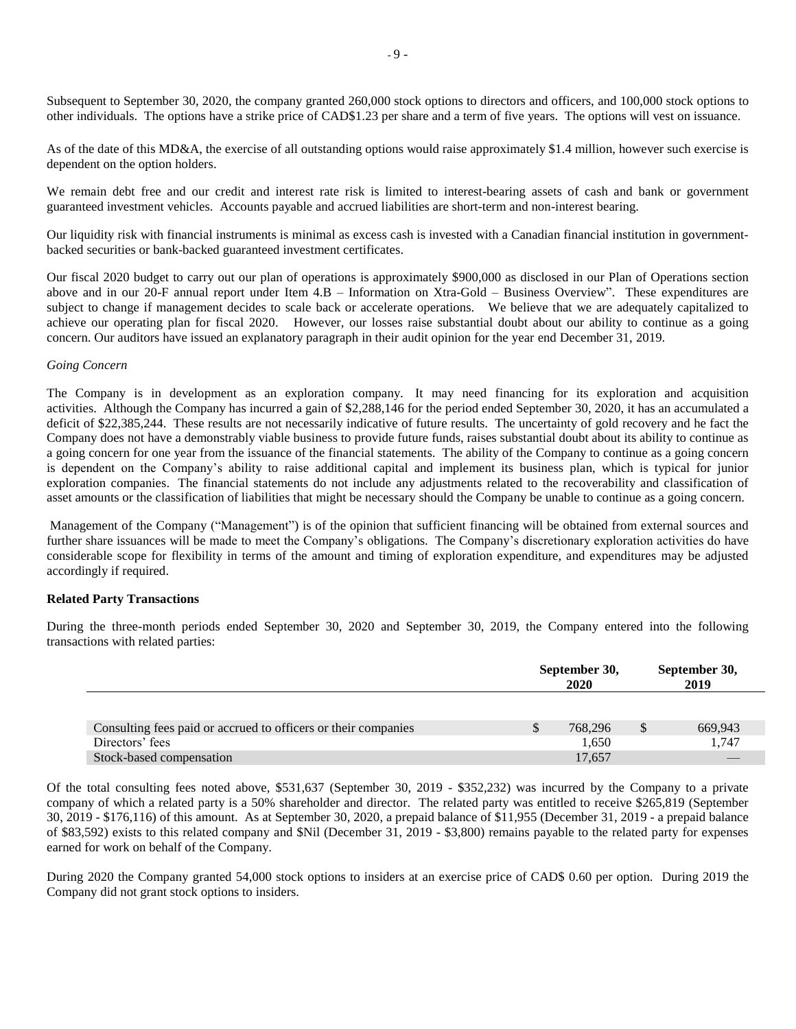Subsequent to September 30, 2020, the company granted 260,000 stock options to directors and officers, and 100,000 stock options to other individuals. The options have a strike price of CAD$1.23 per share and a term of five years. The options will vest on issuance.

As of the date of this MD&A, the exercise of all outstanding options would raise approximately $1.4 million, however such exercise is dependent on the option holders.

We remain debt free and our credit and interest rate risk is limited to interest-bearing assets of cash and bank or government guaranteed investment vehicles. Accounts payable and accrued liabilities are short-term and non-interest bearing.

Our liquidity risk with financial instruments is minimal as excess cash is invested with a Canadian financial institution in government-backed securities or bank-backed guaranteed investment certificates.

Our fiscal 2020 budget to carry out our plan of operations is approximately $900,000 as disclosed in our Plan of Operations section above and in our 20-F annual report under Item 4.B – Information on Xtra-Gold – Business Overview". These expenditures are subject to change if management decides to scale back or accelerate operations. We believe that we are adequately capitalized to achieve our operating plan for fiscal 2020. However, our losses raise substantial doubt about our ability to continue as a going concern. Our auditors have issued an explanatory paragraph in their audit opinion for the year end December 31, 2019.

*Going Concern*

The Company is in development as an exploration company. It may need financing for its exploration and acquisition activities. Although the Company has incurred a gain of $2,288,146 for the period ended September 30, 2020, it has an accumulated a deficit of $22,385,244. These results are not necessarily indicative of future results. The uncertainty of gold recovery and he fact the Company does not have a demonstrably viable business to provide future funds, raises substantial doubt about its ability to continue as a going concern for one year from the issuance of the financial statements. The ability of the Company to continue as a going concern is dependent on the Company's ability to raise additional capital and implement its business plan, which is typical for junior exploration companies. The financial statements do not include any adjustments related to the recoverability and classification of asset amounts or the classification of liabilities that might be necessary should the Company be unable to continue as a going concern.

Management of the Company ("Management") is of the opinion that sufficient financing will be obtained from external sources and further share issuances will be made to meet the Company's obligations. The Company's discretionary exploration activities do have considerable scope for flexibility in terms of the amount and timing of exploration expenditure, and expenditures may be adjusted accordingly if required.

**Related Party Transactions**

During the three-month periods ended September 30, 2020 and September 30, 2019, the Company entered into the following transactions with related parties:

| | September 30, 2020 | September 30, 2019 |
|---|---|---|
| Consulting fees paid or accrued to officers or their companies | $ 768,296 | $ 669,943 |
| Directors' fees | 1,650 | 1,747 |
| Stock-based compensation | 17,657 | — |

Of the total consulting fees noted above, $531,637 (September 30, 2019 - $352,232) was incurred by the Company to a private company of which a related party is a 50% shareholder and director. The related party was entitled to receive $265,819 (September 30, 2019 - $176,116) of this amount. As at September 30, 2020, a prepaid balance of $11,955 (December 31, 2019 - a prepaid balance of $83,592) exists to this related company and $Nil (December 31, 2019 - $3,800) remains payable to the related party for expenses earned for work on behalf of the Company.

During 2020 the Company granted 54,000 stock options to insiders at an exercise price of CAD$ 0.60 per option. During 2019 the Company did not grant stock options to insiders.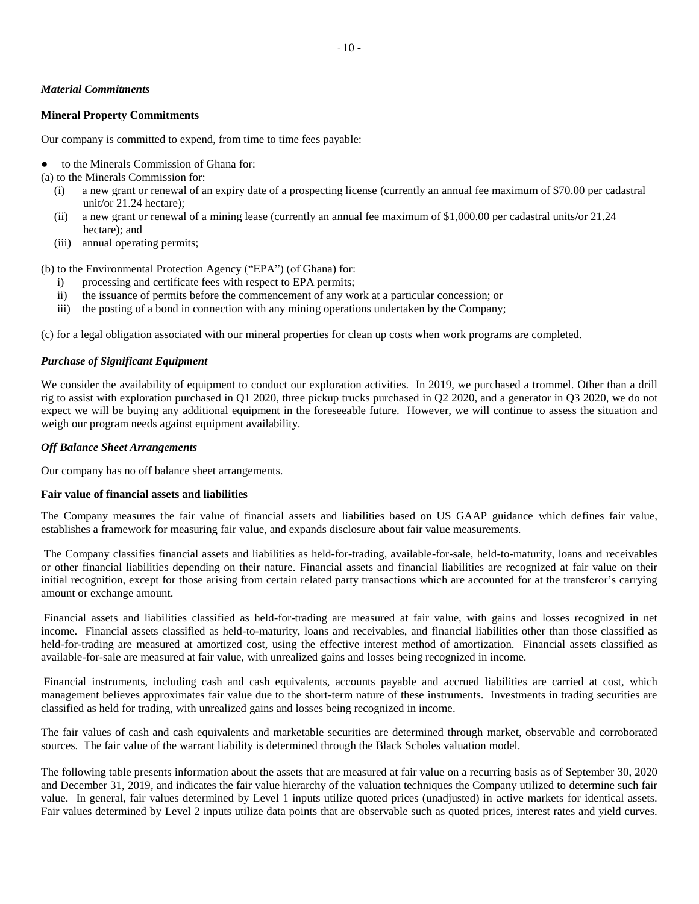### *Material Commitments*

**Mineral Property Commitments**

Our company is committed to expend, from time to time fees payable:

- to the Minerals Commission of Ghana for:

(a) to the Minerals Commission for:

(i) a new grant or renewal of an expiry date of a prospecting license (currently an annual fee maximum of $70.00 per cadastral unit/or 21.24 hectare);

(ii) a new grant or renewal of a mining lease (currently an annual fee maximum of $1,000.00 per cadastral units/or 21.24 hectare); and

(iii) annual operating permits;

(b) to the Environmental Protection Agency ("EPA") (of Ghana) for:

i) processing and certificate fees with respect to EPA permits;

ii) the issuance of permits before the commencement of any work at a particular concession; or

iii) the posting of a bond in connection with any mining operations undertaken by the Company;

(c) for a legal obligation associated with our mineral properties for clean up costs when work programs are completed.

### *Purchase of Significant Equipment*

We consider the availability of equipment to conduct our exploration activities. In 2019, we purchased a trommel. Other than a drill rig to assist with exploration purchased in Q1 2020, three pickup trucks purchased in Q2 2020, and a generator in Q3 2020, we do not expect we will be buying any additional equipment in the foreseeable future. However, we will continue to assess the situation and weigh our program needs against equipment availability.

### *Off Balance Sheet Arrangements*

Our company has no off balance sheet arrangements.

**Fair value of financial assets and liabilities**

The Company measures the fair value of financial assets and liabilities based on US GAAP guidance which defines fair value, establishes a framework for measuring fair value, and expands disclosure about fair value measurements.

The Company classifies financial assets and liabilities as held-for-trading, available-for-sale, held-to-maturity, loans and receivables or other financial liabilities depending on their nature. Financial assets and financial liabilities are recognized at fair value on their initial recognition, except for those arising from certain related party transactions which are accounted for at the transferor's carrying amount or exchange amount.

Financial assets and liabilities classified as held-for-trading are measured at fair value, with gains and losses recognized in net income. Financial assets classified as held-to-maturity, loans and receivables, and financial liabilities other than those classified as held-for-trading are measured at amortized cost, using the effective interest method of amortization. Financial assets classified as available-for-sale are measured at fair value, with unrealized gains and losses being recognized in income.

Financial instruments, including cash and cash equivalents, accounts payable and accrued liabilities are carried at cost, which management believes approximates fair value due to the short-term nature of these instruments. Investments in trading securities are classified as held for trading, with unrealized gains and losses being recognized in income.

The fair values of cash and cash equivalents and marketable securities are determined through market, observable and corroborated sources. The fair value of the warrant liability is determined through the Black Scholes valuation model.

The following table presents information about the assets that are measured at fair value on a recurring basis as of September 30, 2020 and December 31, 2019, and indicates the fair value hierarchy of the valuation techniques the Company utilized to determine such fair value. In general, fair values determined by Level 1 inputs utilize quoted prices (unadjusted) in active markets for identical assets. Fair values determined by Level 2 inputs utilize data points that are observable such as quoted prices, interest rates and yield curves.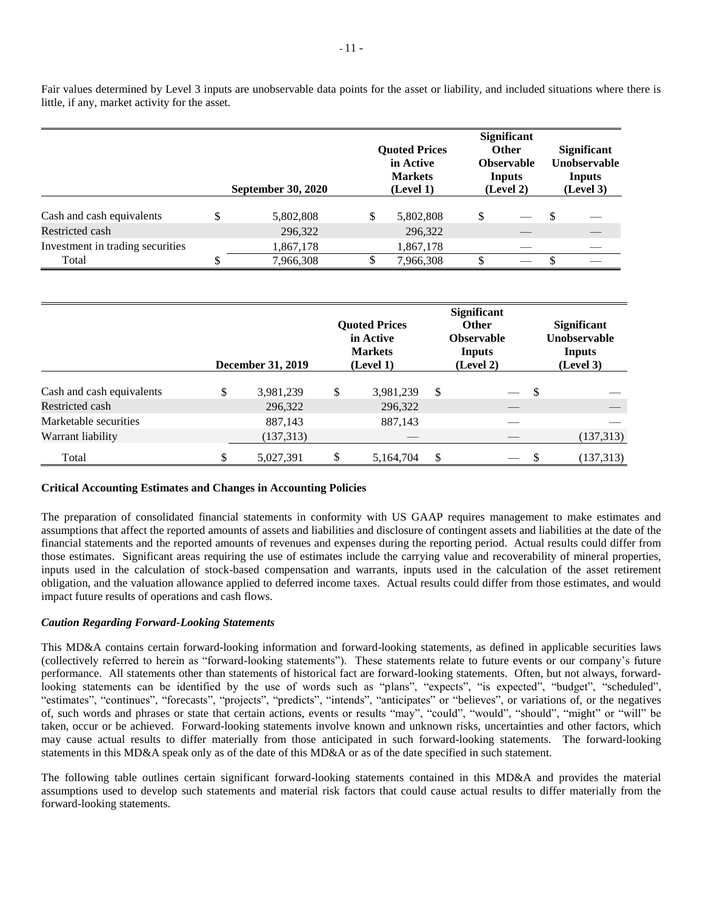Fair values determined by Level 3 inputs are unobservable data points for the asset or liability, and included situations where there is little, if any, market activity for the asset.

| | September 30, 2020 | Quoted Prices in Active Markets (Level 1) | Significant Other Observable Inputs (Level 2) | Significant Unobservable Inputs (Level 3) |
|---|---|---|---|---|
| Cash and cash equivalents | $ 5,802,808 | $ 5,802,808 | $ — | $ — |
| Restricted cash | 296,322 | 296,322 | — | — |
| Investment in trading securities | 1,867,178 | 1,867,178 | — | — |
| Total | $ 7,966,308 | $ 7,966,308 | $ — | $ — |

| | December 31, 2019 | Quoted Prices in Active Markets (Level 1) | Significant Other Observable Inputs (Level 2) | Significant Unobservable Inputs (Level 3) |
|---|---|---|---|---|
| Cash and cash equivalents | $ 3,981,239 | $ 3,981,239 | $ — | $ — |
| Restricted cash | 296,322 | 296,322 | — | — |
| Marketable securities | 887,143 | 887,143 | — | — |
| Warrant liability | (137,313) | — | — | (137,313) |
| Total | $ 5,027,391 | $ 5,164,704 | $ — | $ (137,313) |

**Critical Accounting Estimates and Changes in Accounting Policies**

The preparation of consolidated financial statements in conformity with US GAAP requires management to make estimates and assumptions that affect the reported amounts of assets and liabilities and disclosure of contingent assets and liabilities at the date of the financial statements and the reported amounts of revenues and expenses during the reporting period. Actual results could differ from those estimates. Significant areas requiring the use of estimates include the carrying value and recoverability of mineral properties, inputs used in the calculation of stock-based compensation and warrants, inputs used in the calculation of the asset retirement obligation, and the valuation allowance applied to deferred income taxes. Actual results could differ from those estimates, and would impact future results of operations and cash flows.

***Caution Regarding Forward-Looking Statements***

This MD&A contains certain forward-looking information and forward-looking statements, as defined in applicable securities laws (collectively referred to herein as "forward-looking statements"). These statements relate to future events or our company's future performance. All statements other than statements of historical fact are forward-looking statements. Often, but not always, forward-looking statements can be identified by the use of words such as "plans", "expects", "is expected", "budget", "scheduled", "estimates", "continues", "forecasts", "projects", "predicts", "intends", "anticipates" or "believes", or variations of, or the negatives of, such words and phrases or state that certain actions, events or results "may", "could", "would", "should", "might" or "will" be taken, occur or be achieved. Forward-looking statements involve known and unknown risks, uncertainties and other factors, which may cause actual results to differ materially from those anticipated in such forward-looking statements. The forward-looking statements in this MD&A speak only as of the date of this MD&A or as of the date specified in such statement.

The following table outlines certain significant forward-looking statements contained in this MD&A and provides the material assumptions used to develop such statements and material risk factors that could cause actual results to differ materially from the forward-looking statements.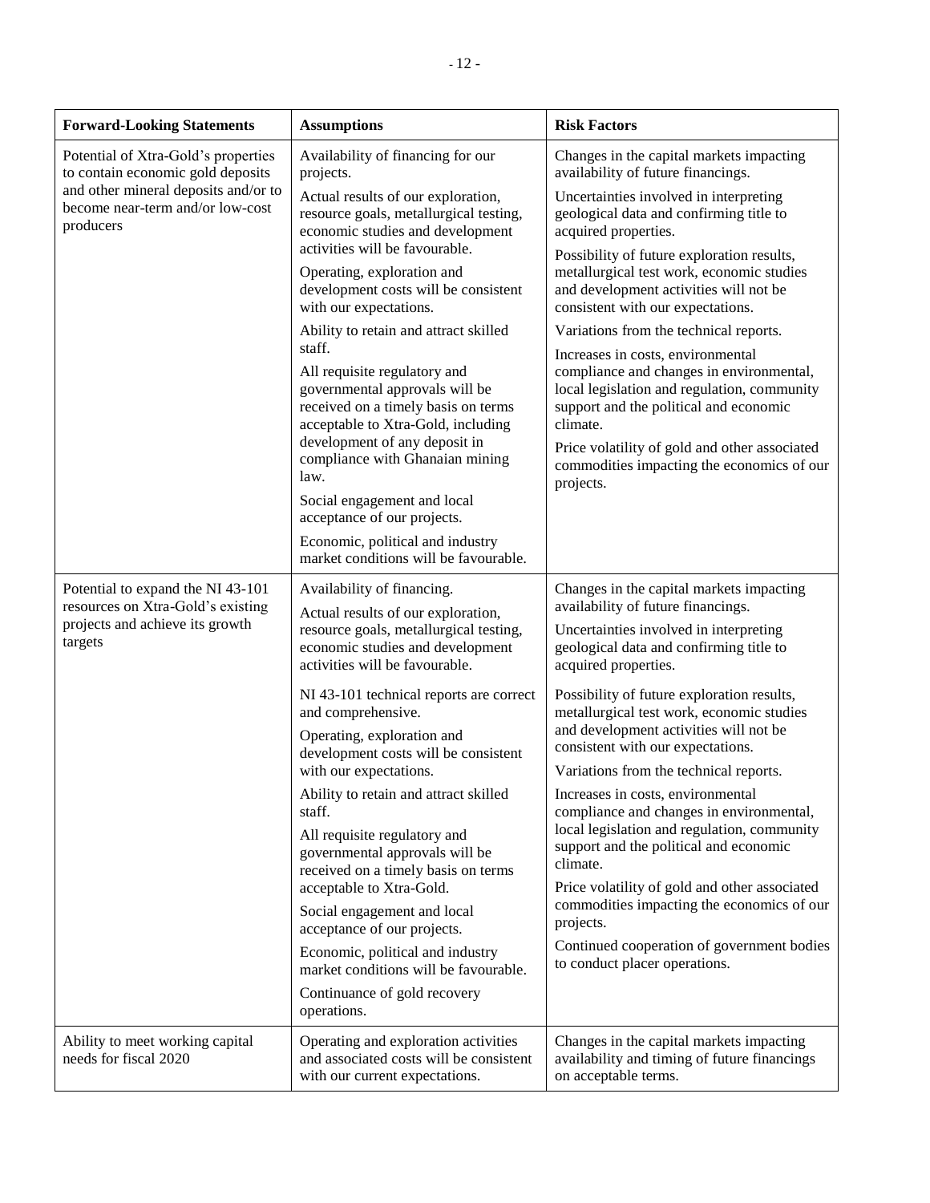| Forward-Looking Statements | Assumptions | Risk Factors |
|---|---|---|
| Potential of Xtra-Gold's properties to contain economic gold deposits and other mineral deposits and/or to become near-term and/or low-cost producers | Availability of financing for our projects.<br><br>Actual results of our exploration, resource goals, metallurgical testing, economic studies and development activities will be favourable.<br><br>Operating, exploration and development costs will be consistent with our expectations.<br><br>Ability to retain and attract skilled staff.<br><br>All requisite regulatory and governmental approvals will be received on a timely basis on terms acceptable to Xtra-Gold, including development of any deposit in compliance with Ghanaian mining law.<br><br>Social engagement and local acceptance of our projects.<br><br>Economic, political and industry market conditions will be favourable. | Changes in the capital markets impacting availability of future financings.<br><br>Uncertainties involved in interpreting geological data and confirming title to acquired properties.<br><br>Possibility of future exploration results, metallurgical test work, economic studies and development activities will not be consistent with our expectations.<br><br>Variations from the technical reports.<br><br>Increases in costs, environmental compliance and changes in environmental, local legislation and regulation, community support and the political and economic climate.<br><br>Price volatility of gold and other associated commodities impacting the economics of our projects. |
| Potential to expand the NI 43-101 resources on Xtra-Gold's existing projects and achieve its growth targets | Availability of financing.<br><br>Actual results of our exploration, resource goals, metallurgical testing, economic studies and development activities will be favourable.<br><br>NI 43-101 technical reports are correct and comprehensive.<br><br>Operating, exploration and development costs will be consistent with our expectations.<br><br>Ability to retain and attract skilled staff.<br><br>All requisite regulatory and governmental approvals will be received on a timely basis on terms acceptable to Xtra-Gold.<br><br>Social engagement and local acceptance of our projects.<br><br>Economic, political and industry market conditions will be favourable.<br><br>Continuance of gold recovery operations. | Changes in the capital markets impacting availability of future financings.<br><br>Uncertainties involved in interpreting geological data and confirming title to acquired properties.<br><br>Possibility of future exploration results, metallurgical test work, economic studies and development activities will not be consistent with our expectations.<br><br>Variations from the technical reports.<br><br>Increases in costs, environmental compliance and changes in environmental, local legislation and regulation, community support and the political and economic climate.<br><br>Price volatility of gold and other associated commodities impacting the economics of our projects.<br><br>Continued cooperation of government bodies to conduct placer operations. |
| Ability to meet working capital needs for fiscal 2020 | Operating and exploration activities and associated costs will be consistent with our current expectations. | Changes in the capital markets impacting availability and timing of future financings on acceptable terms. |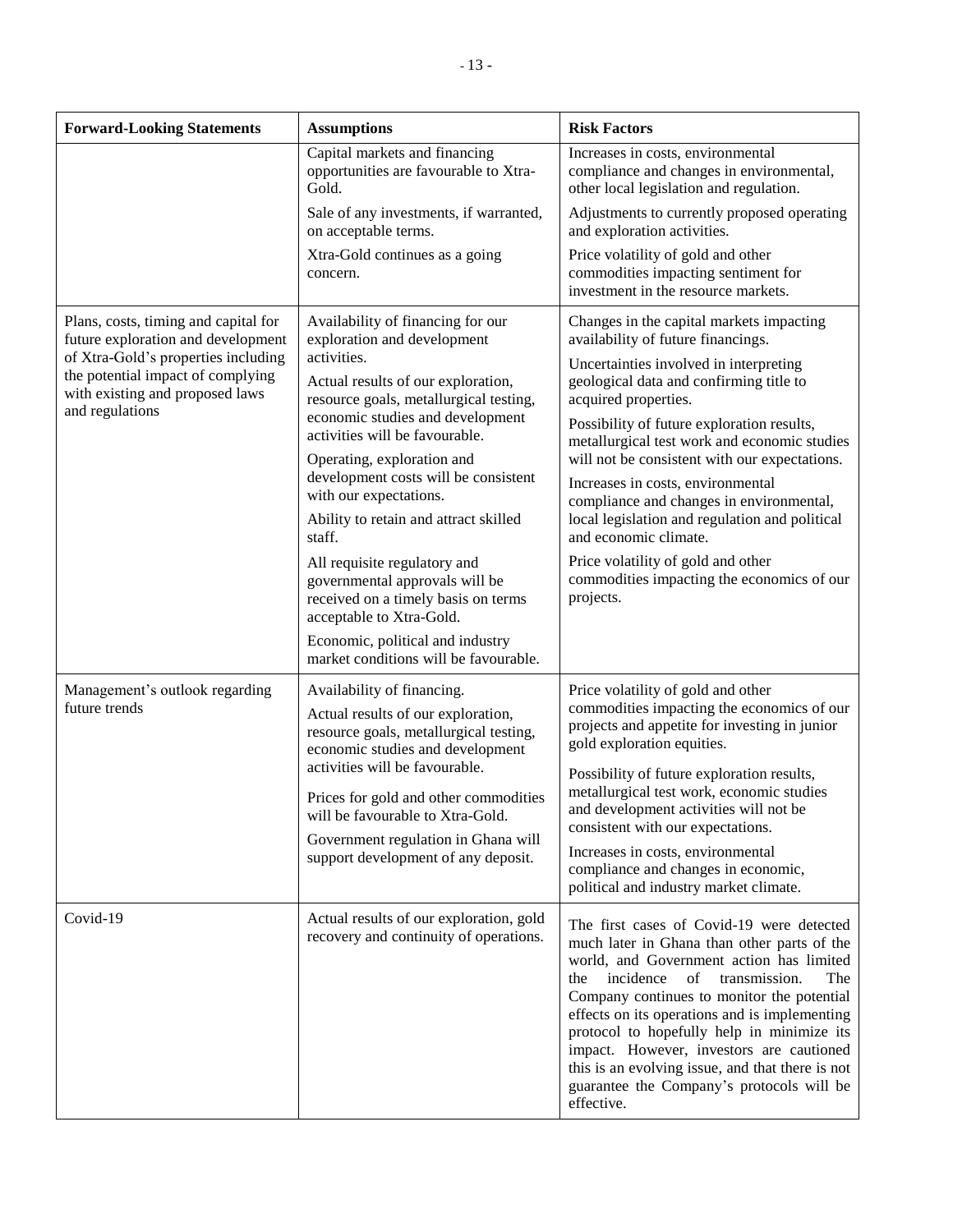| Forward-Looking Statements | Assumptions | Risk Factors |
|---|---|---|
| | Capital markets and financing opportunities are favourable to Xtra-Gold.<br>Sale of any investments, if warranted, on acceptable terms.<br>Xtra-Gold continues as a going concern. | Increases in costs, environmental compliance and changes in environmental, other local legislation and regulation.<br>Adjustments to currently proposed operating and exploration activities.<br>Price volatility of gold and other commodities impacting sentiment for investment in the resource markets. |
| Plans, costs, timing and capital for future exploration and development of Xtra-Gold's properties including the potential impact of complying with existing and proposed laws and regulations | Availability of financing for our exploration and development activities.<br>Actual results of our exploration, resource goals, metallurgical testing, economic studies and development activities will be favourable.<br>Operating, exploration and development costs will be consistent with our expectations.<br>Ability to retain and attract skilled staff.<br>All requisite regulatory and governmental approvals will be received on a timely basis on terms acceptable to Xtra-Gold.<br>Economic, political and industry market conditions will be favourable. | Changes in the capital markets impacting availability of future financings.<br>Uncertainties involved in interpreting geological data and confirming title to acquired properties.<br>Possibility of future exploration results, metallurgical test work and economic studies will not be consistent with our expectations.<br>Increases in costs, environmental compliance and changes in environmental, local legislation and regulation and political and economic climate.<br>Price volatility of gold and other commodities impacting the economics of our projects. |
| Management's outlook regarding future trends | Availability of financing.<br>Actual results of our exploration, resource goals, metallurgical testing, economic studies and development activities will be favourable.<br>Prices for gold and other commodities will be favourable to Xtra-Gold.<br>Government regulation in Ghana will support development of any deposit. | Price volatility of gold and other commodities impacting the economics of our projects and appetite for investing in junior gold exploration equities.<br>Possibility of future exploration results, metallurgical test work, economic studies and development activities will not be consistent with our expectations.<br>Increases in costs, environmental compliance and changes in economic, political and industry market climate. |
| Covid-19 | Actual results of our exploration, gold recovery and continuity of operations. | The first cases of Covid-19 were detected much later in Ghana than other parts of the world, and Government action has limited the incidence of transmission. The Company continues to monitor the potential effects on its operations and is implementing protocol to hopefully help in minimize its impact. However, investors are cautioned this is an evolving issue, and that there is not guarantee the Company's protocols will be effective. |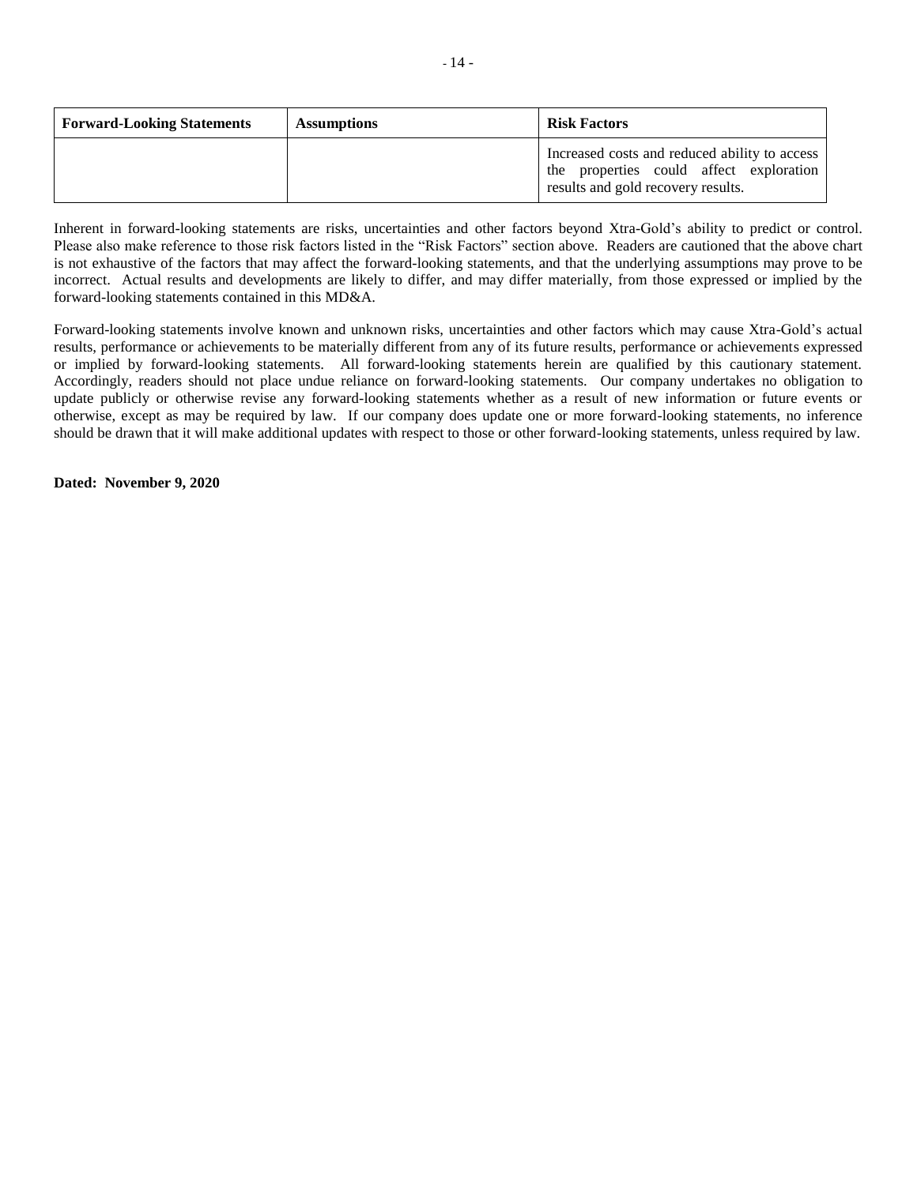| Forward-Looking Statements | Assumptions | Risk Factors |
|---|---|---|
| | | Increased costs and reduced ability to access the properties could affect exploration results and gold recovery results. |

Inherent in forward-looking statements are risks, uncertainties and other factors beyond Xtra-Gold's ability to predict or control. Please also make reference to those risk factors listed in the "Risk Factors" section above. Readers are cautioned that the above chart is not exhaustive of the factors that may affect the forward-looking statements, and that the underlying assumptions may prove to be incorrect. Actual results and developments are likely to differ, and may differ materially, from those expressed or implied by the forward-looking statements contained in this MD&A.

Forward-looking statements involve known and unknown risks, uncertainties and other factors which may cause Xtra-Gold's actual results, performance or achievements to be materially different from any of its future results, performance or achievements expressed or implied by forward-looking statements. All forward-looking statements herein are qualified by this cautionary statement. Accordingly, readers should not place undue reliance on forward-looking statements. Our company undertakes no obligation to update publicly or otherwise revise any forward-looking statements whether as a result of new information or future events or otherwise, except as may be required by law. If our company does update one or more forward-looking statements, no inference should be drawn that it will make additional updates with respect to those or other forward-looking statements, unless required by law.

**Dated: November 9, 2020**